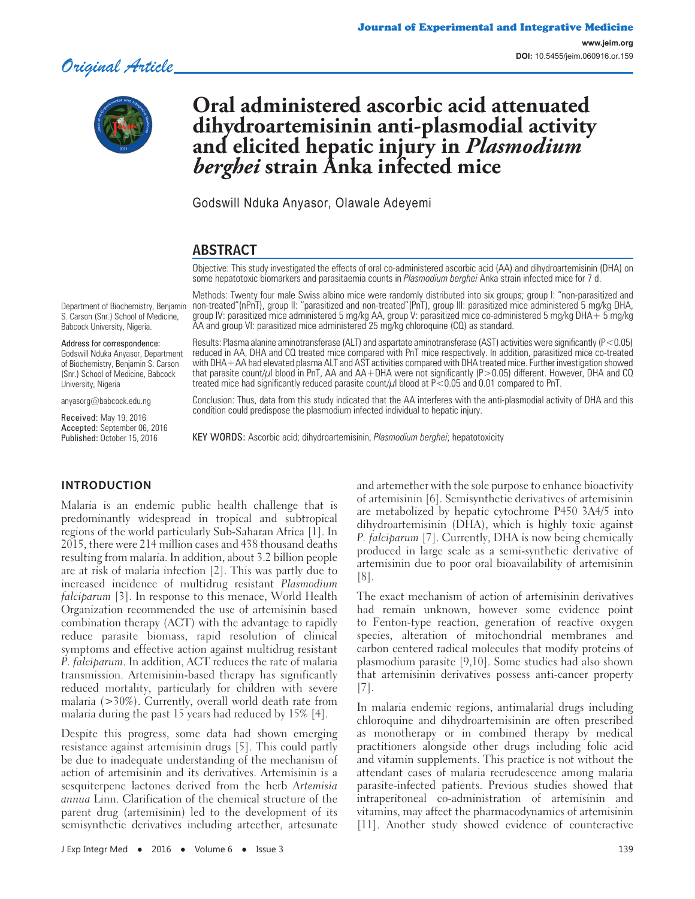*Original Article*

# Oral administered ascorbic acid attenuated dihydroartemisinin anti-plasmodial activity and elicited hepatic injury in *Plasmodium berghei* strain Anka infected mice

Godswill Nduka Anyasor, Olawale Adeyemi

Department of Biochemistry, Benjamin S. Carson (Snr.) School of Medicine, Babcock University, Nigeria.

**Address for correspondence:**
Godswill Nduka Anyasor, Department of Biochemistry, Benjamin S. Carson (Snr.) School of Medicine, Babcock University, Nigeria

anyasorg@babcock.edu.ng

**Received:** May 19, 2016
**Accepted:** September 06, 2016
**Published:** October 15, 2016

## ABSTRACT

Objective: This study investigated the effects of oral co-administered ascorbic acid (AA) and dihydroartemisinin (DHA) on some hepatotoxic biomarkers and parasitaemia counts in *Plasmodium berghei* Anka strain infected mice for 7 d.

Methods: Twenty four male Swiss albino mice were randomly distributed into six groups; group I: "non-parasitized and non-treated"(nPnT), group II: "parasitized and non-treated"(PnT), group III: parasitized mice administered 5 mg/kg DHA, group IV: parasitized mice administered 5 mg/kg AA, group V: parasitized mice co-administered 5 mg/kg DHA+ 5 mg/kg AA and group VI: parasitized mice administered 25 mg/kg chloroquine (CQ) as standard.

Results: Plasma alanine aminotransferase (ALT) and aspartate aminotransferase (AST) activities were significantly ($P<0.05$) reduced in AA, DHA and CQ treated mice compared with PnT mice respectively. In addition, parasitized mice co-treated with DHA+AA had elevated plasma ALT and AST activities compared with DHA treated mice. Further investigation showed that parasite count/μl blood in PnT, AA and AA+DHA were not significantly ($P>0.05$) different. However, DHA and CQ treated mice had significantly reduced parasite count/μl blood at $P<0.05$ and 0.01 compared to PnT.

Conclusion: Thus, data from this study indicated that the AA interferes with the anti-plasmodial activity of DHA and this condition could predispose the plasmodium infected individual to hepatic injury.

KEY WORDS: Ascorbic acid; dihydroartemisinin, *Plasmodium berghei*; hepatotoxicity

## INTRODUCTION

Malaria is an endemic public health challenge that is predominantly widespread in tropical and subtropical regions of the world particularly Sub-Saharan Africa [1]. In 2015, there were 214 million cases and 438 thousand deaths resulting from malaria. In addition, about 3.2 billion people are at risk of malaria infection [2]. This was partly due to increased incidence of multidrug resistant *Plasmodium falciparum* [3]. In response to this menace, World Health Organization recommended the use of artemisinin based combination therapy (ACT) with the advantage to rapidly reduce parasite biomass, rapid resolution of clinical symptoms and effective action against multidrug resistant *P. falciparum*. In addition, ACT reduces the rate of malaria transmission. Artemisinin-based therapy has significantly reduced mortality, particularly for children with severe malaria (>30%). Currently, overall world death rate from malaria during the past 15 years had reduced by 15% [4].

Despite this progress, some data had shown emerging resistance against artemisinin drugs [5]. This could partly be due to inadequate understanding of the mechanism of action of artemisinin and its derivatives. Artemisinin is a sesquiterpene lactones derived from the herb *Artemisia annua* Linn. Clarification of the chemical structure of the parent drug (artemisinin) led to the development of its semisynthetic derivatives including arteether, artesunate and artemether with the sole purpose to enhance bioactivity of artemisinin [6]. Semisynthetic derivatives of artemisinin are metabolized by hepatic cytochrome P450 3A4/5 into dihydroartemisinin (DHA), which is highly toxic against *P. falciparum* [7]. Currently, DHA is now being chemically produced in large scale as a semi-synthetic derivative of artemisinin due to poor oral bioavailability of artemisinin [8].

The exact mechanism of action of artemisinin derivatives had remain unknown, however some evidence point to Fenton-type reaction, generation of reactive oxygen species, alteration of mitochondrial membranes and carbon centered radical molecules that modify proteins of plasmodium parasite [9,10]. Some studies had also shown that artemisinin derivatives possess anti-cancer property [7].

In malaria endemic regions, antimalarial drugs including chloroquine and dihydroartemisinin are often prescribed as monotherapy or in combined therapy by medical practitioners alongside other drugs including folic acid and vitamin supplements. This practice is not without the attendant cases of malaria recrudescence among malaria parasite-infected patients. Previous studies showed that intraperitoneal co-administration of artemisinin and vitamins, may affect the pharmacodynamics of artemisinin [11]. Another study showed evidence of counteractive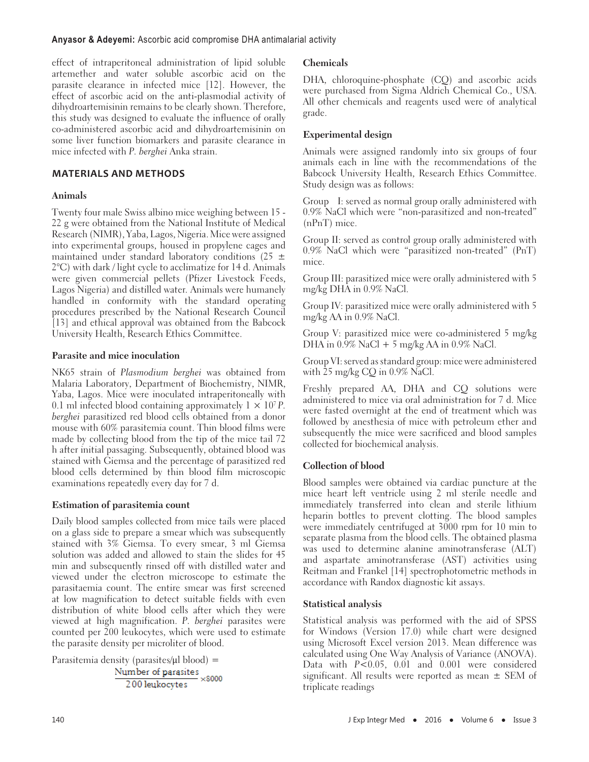effect of intraperitoneal administration of lipid soluble artemether and water soluble ascorbic acid on the parasite clearance in infected mice [12]. However, the effect of ascorbic acid on the anti-plasmodial activity of dihydroartemisinin remains to be clearly shown. Therefore, this study was designed to evaluate the influence of orally co-administered ascorbic acid and dihydroartemisinin on some liver function biomarkers and parasite clearance in mice infected with *P. berghei* Anka strain.

## MATERIALS AND METHODS

### Animals

Twenty four male Swiss albino mice weighing between 15 - 22 g were obtained from the National Institute of Medical Research (NIMR), Yaba, Lagos, Nigeria. Mice were assigned into experimental groups, housed in propylene cages and maintained under standard laboratory conditions (25 ± 2°C) with dark / light cycle to acclimatize for 14 d. Animals were given commercial pellets (Pfizer Livestock Feeds, Lagos Nigeria) and distilled water. Animals were humanely handled in conformity with the standard operating procedures prescribed by the National Research Council [13] and ethical approval was obtained from the Babcock University Health, Research Ethics Committee.

### Parasite and mice inoculation

NK65 strain of *Plasmodium berghei* was obtained from Malaria Laboratory, Department of Biochemistry, NIMR, Yaba, Lagos. Mice were inoculated intraperitoneally with 0.1 ml infected blood containing approximately $1 \times 10^7$ *P. berghei* parasitized red blood cells obtained from a donor mouse with 60% parasitemia count. Thin blood films were made by collecting blood from the tip of the mice tail 72 h after initial passaging. Subsequently, obtained blood was stained with Giemsa and the percentage of parasitized red blood cells determined by thin blood film microscopic examinations repeatedly every day for 7 d.

### Estimation of parasitemia count

Daily blood samples collected from mice tails were placed on a glass side to prepare a smear which was subsequently stained with 3% Giemsa. To every smear, 3 ml Giemsa solution was added and allowed to stain the slides for 45 min and subsequently rinsed off with distilled water and viewed under the electron microscope to estimate the parasitaemia count. The entire smear was first screened at low magnification to detect suitable fields with even distribution of white blood cells after which they were viewed at high magnification. *P. berghei* parasites were counted per 200 leukocytes, which were used to estimate the parasite density per microliter of blood.

$$\text{Parasitemia density (parasites/}\mu\text{l blood)} = \frac{\text{Number of parasites}}{\text{200 leukocytes}} \times 8000$$

### Chemicals

DHA, chloroquine-phosphate (CQ) and ascorbic acids were purchased from Sigma Aldrich Chemical Co., USA. All other chemicals and reagents used were of analytical grade.

### Experimental design

Animals were assigned randomly into six groups of four animals each in line with the recommendations of the Babcock University Health, Research Ethics Committee. Study design was as follows:

Group I: served as normal group orally administered with 0.9% NaCl which were "non-parasitized and non-treated" (nPnT) mice.

Group II: served as control group orally administered with 0.9% NaCl which were "parasitized non-treated" (PnT) mice.

Group III: parasitized mice were orally administered with 5 mg/kg DHA in 0.9% NaCl.

Group IV: parasitized mice were orally administered with 5 mg/kg AA in 0.9% NaCl.

Group V: parasitized mice were co-administered 5 mg/kg DHA in 0.9% NaCl + 5 mg/kg AA in 0.9% NaCl.

Group VI: served as standard group: mice were administered with 25 mg/kg CQ in 0.9% NaCl.

Freshly prepared AA, DHA and CQ solutions were administered to mice via oral administration for 7 d. Mice were fasted overnight at the end of treatment which was followed by anesthesia of mice with petroleum ether and subsequently the mice were sacrificed and blood samples collected for biochemical analysis.

### Collection of blood

Blood samples were obtained via cardiac puncture at the mice heart left ventricle using 2 ml sterile needle and immediately transferred into clean and sterile lithium heparin bottles to prevent clotting. The blood samples were immediately centrifuged at 3000 rpm for 10 min to separate plasma from the blood cells. The obtained plasma was used to determine alanine aminotransferase (ALT) and aspartate aminotransferase (AST) activities using Reitman and Frankel [14] spectrophotometric methods in accordance with Randox diagnostic kit assays.

### Statistical analysis

Statistical analysis was performed with the aid of SPSS for Windows (Version 17.0) while chart were designed using Microsoft Excel version 2013. Mean difference was calculated using One Way Analysis of Variance (ANOVA). Data with $P<0.05$, 0.01 and 0.001 were considered significant. All results were reported as mean ± SEM of triplicate readings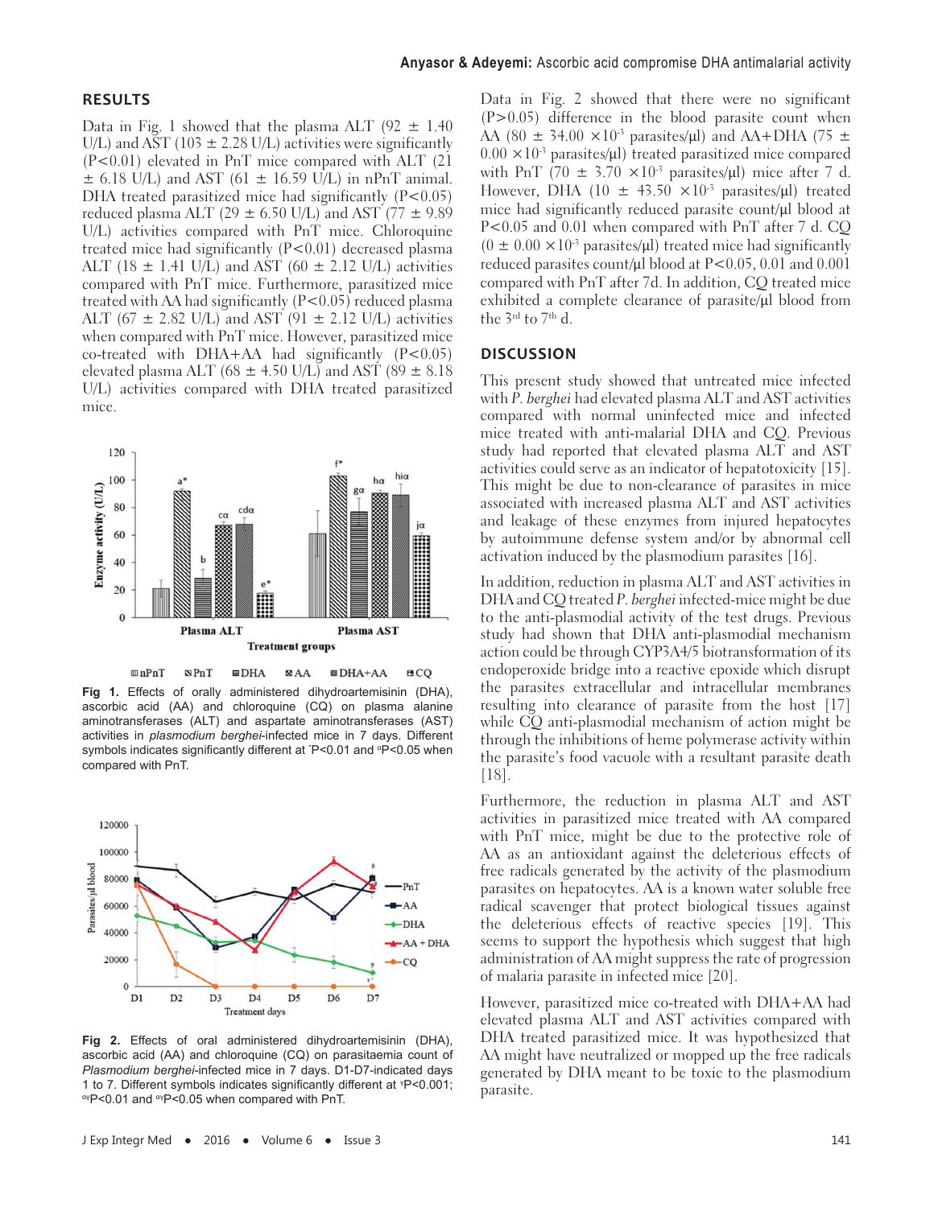## RESULTS

Data in Fig. 1 showed that the plasma ALT (92 ± 1.40 U/L) and AST (103 ± 2.28 U/L) activities were significantly ($P<0.01$) elevated in PnT mice compared with ALT (21 ± 6.18 U/L) and AST (61 ± 16.59 U/L) in nPnT animal. DHA treated parasitized mice had significantly ($P<0.05$) reduced plasma ALT (29 ± 6.50 U/L) and AST (77 ± 9.89 U/L) activities compared with PnT mice. Chloroquine treated mice had significantly ($P<0.01$) decreased plasma ALT (18 ± 1.41 U/L) and AST (60 ± 2.12 U/L) activities compared with PnT mice. Furthermore, parasitized mice treated with AA had significantly ($P<0.05$) reduced plasma ALT (67 ± 2.82 U/L) and AST (91 ± 2.12 U/L) activities when compared with PnT mice. However, parasitized mice co-treated with DHA+AA had significantly ($P<0.05$) elevated plasma ALT (68 ± 4.50 U/L) and AST (89 ± 8.18 U/L) activities compared with DHA treated parasitized mice.

**Fig 1.** Effects of orally administered dihydroartemisinin (DHA), ascorbic acid (AA) and chloroquine (CQ) on plasma alanine aminotransferases (ALT) and aspartate aminotransferases (AST) activities in *plasmodium berghei*-infected mice in 7 days. Different symbols indicates significantly different at *P<0.01 and αP<0.05 when compared with PnT.

**Fig 2.** Effects of oral administered dihydroartemisinin (DHA), ascorbic acid (AA) and chloroquine (CQ) on parasitaemia count of *Plasmodium berghei*-infected mice in 7 days. D1-D7-indicated days 1 to 7. Different symbols indicates significantly different at γP<0.001; αγP<0.01 and αγP<0.05 when compared with PnT.

Data in Fig. 2 showed that there were no significant ($P>0.05$) difference in the blood parasite count when AA ($80 \pm 34.00 \times 10^{-3}$ parasites/µl) and AA+DHA ($75 \pm 0.00 \times 10^{-3}$ parasites/µl) treated parasitized mice compared with PnT ($70 \pm 3.70 \times 10^{-3}$ parasites/µl) mice after 7 d. However, DHA ($10 \pm 43.50 \times 10^{-3}$ parasites/µl) treated mice had significantly reduced parasite count/µl blood at $P<0.05$ and 0.01 when compared with PnT after 7 d. CQ ($0 \pm 0.00 \times 10^{-3}$ parasites/µl) treated mice had significantly reduced parasites count/µl blood at $P<0.05$, 0.01 and 0.001 compared with PnT after 7d. In addition, CQ treated mice exhibited a complete clearance of parasite/µl blood from the 3rd to 7th d.

## DISCUSSION

This present study showed that untreated mice infected with *P. berghei* had elevated plasma ALT and AST activities compared with normal uninfected mice and infected mice treated with anti-malarial DHA and CQ. Previous study had reported that elevated plasma ALT and AST activities could serve as an indicator of hepatotoxicity [15]. This might be due to non-clearance of parasites in mice associated with increased plasma ALT and AST activities and leakage of these enzymes from injured hepatocytes by autoimmune defense system and/or by abnormal cell activation induced by the plasmodium parasites [16].

In addition, reduction in plasma ALT and AST activities in DHA and CQ treated *P. berghei* infected-mice might be due to the anti-plasmodial activity of the test drugs. Previous study had shown that DHA anti-plasmodial mechanism action could be through CYP3A4/5 biotransformation of its endoperoxide bridge into a reactive epoxide which disrupt the parasites extracellular and intracellular membranes resulting into clearance of parasite from the host [17] while CQ anti-plasmodial mechanism of action might be through the inhibitions of heme polymerase activity within the parasite's food vacuole with a resultant parasite death [18].

Furthermore, the reduction in plasma ALT and AST activities in parasitized mice treated with AA compared with PnT mice, might be due to the protective role of AA as an antioxidant against the deleterious effects of free radicals generated by the activity of the plasmodium parasites on hepatocytes. AA is a known water soluble free radical scavenger that protect biological tissues against the deleterious effects of reactive species [19]. This seems to support the hypothesis which suggest that high administration of AA might suppress the rate of progression of malaria parasite in infected mice [20].

However, parasitized mice co-treated with DHA+AA had elevated plasma ALT and AST activities compared with DHA treated parasitized mice. It was hypothesized that AA might have neutralized or mopped up the free radicals generated by DHA meant to be toxic to the plasmodium parasite.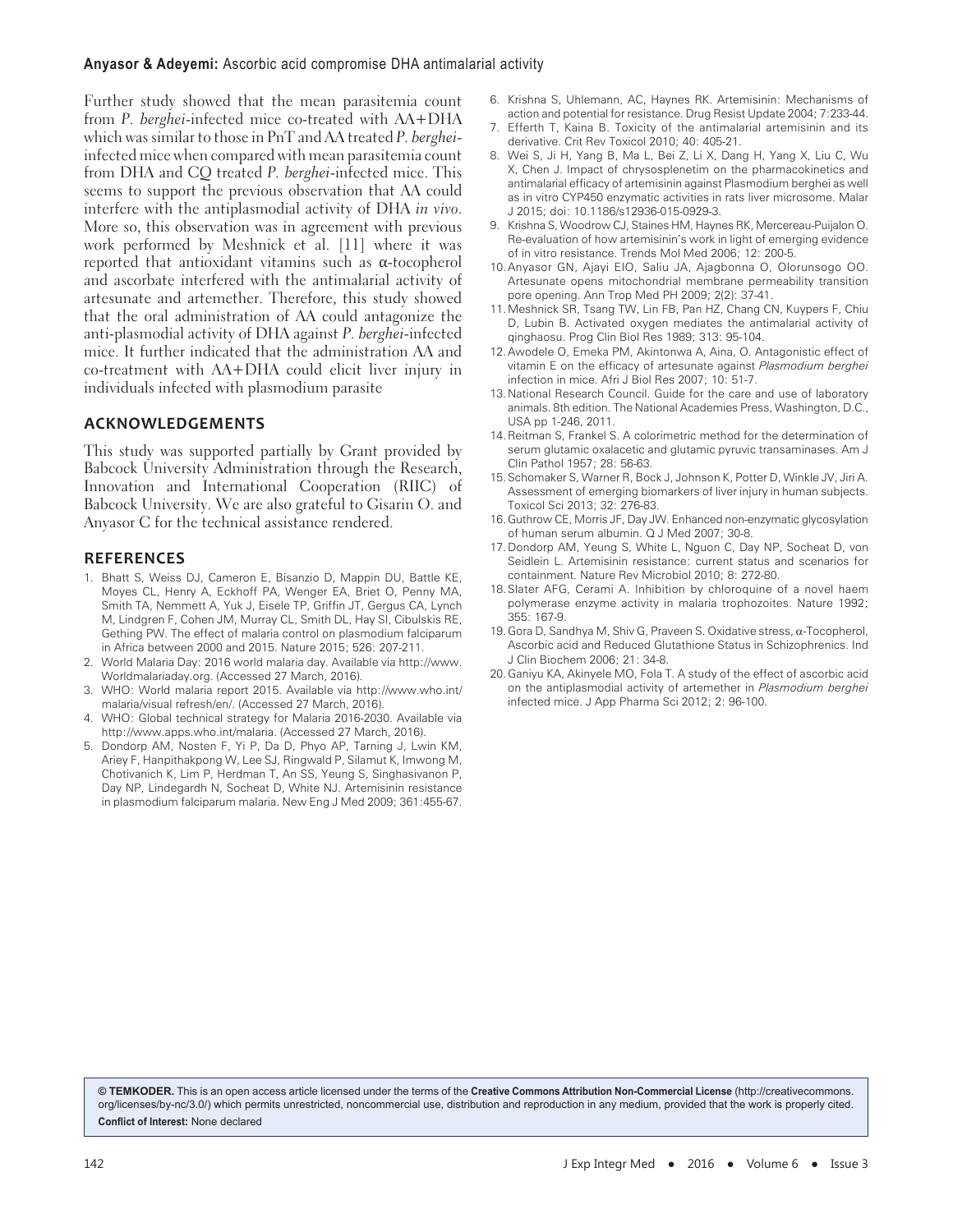Further study showed that the mean parasitemia count from *P. berghei*-infected mice co-treated with AA+DHA which was similar to those in PnT and AA treated *P. berghei*-infected mice when compared with mean parasitemia count from DHA and CQ treated *P. berghei*-infected mice. This seems to support the previous observation that AA could interfere with the antiplasmodial activity of DHA *in vivo*. More so, this observation was in agreement with previous work performed by Meshnick et al. [11] where it was reported that antioxidant vitamins such as α-tocopherol and ascorbate interfered with the antimalarial activity of artesunate and artemether. Therefore, this study showed that the oral administration of AA could antagonize the anti-plasmodial activity of DHA against *P. berghei*-infected mice. It further indicated that the administration AA and co-treatment with AA+DHA could elicit liver injury in individuals infected with plasmodium parasite

## ACKNOWLEDGEMENTS

This study was supported partially by Grant provided by Babcock University Administration through the Research, Innovation and International Cooperation (RIIC) of Babcock University. We are also grateful to Gisarin O. and Anyasor C for the technical assistance rendered.

## REFERENCES

1. Bhatt S, Weiss DJ, Cameron E, Bisanzio D, Mappin DU, Battle KE, Moyes CL, Henry A, Eckhoff PA, Wenger EA, Briet O, Penny MA, Smith TA, Nemmett A, Yuk J, Eisele TP, Griffin JT, Gergus CA, Lynch M, Lindgren F, Cohen JM, Murray CL, Smith DL, Hay SI, Cibulskis RE, Gething PW. The effect of malaria control on plasmodium falciparum in Africa between 2000 and 2015. Nature 2015; 526: 207-211.
2. World Malaria Day: 2016 world malaria day. Available via http://www.Worldmalariaday.org. (Accessed 27 March, 2016).
3. WHO: World malaria report 2015. Available via http://www.who.int/malaria/visual refresh/en/. (Accessed 27 March, 2016).
4. WHO: Global technical strategy for Malaria 2016-2030. Available via http://www.apps.who.int/malaria. (Accessed 27 March, 2016).
5. Dondorp AM, Nosten F, Yi P, Da D, Phyo AP, Tarning J, Lwin KM, Ariey F, Hanpithakpong W, Lee SJ, Ringwald P, Silamut K, Imwong M, Chotivanich K, Lim P, Herdman T, An SS, Yeung S, Singhasivanon P, Day NP, Lindegardh N, Socheat D, White NJ. Artemisinin resistance in plasmodium falciparum malaria. New Eng J Med 2009; 361:455-67.
6. Krishna S, Uhlemann, AC, Haynes RK. Artemisinin: Mechanisms of action and potential for resistance. Drug Resist Update 2004; 7:233-44.
7. Efferth T, Kaina B. Toxicity of the antimalarial artemisinin and its derivative. Crit Rev Toxicol 2010; 40: 405-21.
8. Wei S, Ji H, Yang B, Ma L, Bei Z, Li X, Dang H, Yang X, Liu C, Wu X, Chen J. Impact of chrysosplenetim on the pharmacokinetics and antimalarial efficacy of artemisinin against Plasmodium berghei as well as in vitro CYP450 enzymatic activities in rats liver microsome. Malar J 2015; doi: 10.1186/s12936-015-0929-3.
9. Krishna S, Woodrow CJ, Staines HM, Haynes RK, Mercereau-Puijalon O. Re-evaluation of how artemisinin's work in light of emerging evidence of in vitro resistance. Trends Mol Med 2006; 12: 200-5.
10. Anyasor GN, Ajayi EIO, Saliu JA, Ajagbonna O, Olorunsogo OO. Artesunate opens mitochondrial membrane permeability transition pore opening. Ann Trop Med PH 2009; 2(2): 37-41.
11. Meshnick SR, Tsang TW, Lin FB, Pan HZ, Chang CN, Kuypers F, Chiu D, Lubin B. Activated oxygen mediates the antimalarial activity of qinghaosu. Prog Clin Biol Res 1989; 313: 95-104.
12. Awodele O, Emeka PM, Akintonwa A, Aina, O. Antagonistic effect of vitamin E on the efficacy of artesunate against *Plasmodium berghei* infection in mice. Afri J Biol Res 2007; 10: 51-7.
13. National Research Council. Guide for the care and use of laboratory animals. 8th edition. The National Academies Press, Washington, D.C., USA pp 1-246, 2011.
14. Reitman S, Frankel S. A colorimetric method for the determination of serum glutamic oxalacetic and glutamic pyruvic transaminases. Am J Clin Pathol 1957; 28: 56-63.
15. Schomaker S, Warner R, Bock J, Johnson K, Potter D, Winkle JV, Jiri A. Assessment of emerging biomarkers of liver injury in human subjects. Toxicol Sci 2013; 32: 276-83.
16. Guthrow CE, Morris JF, Day JW. Enhanced non-enzymatic glycosylation of human serum albumin. Q J Med 2007; 30-8.
17. Dondorp AM, Yeung S, White L, Nguon C, Day NP, Socheat D, von Seidlein L. Artemisinin resistance: current status and scenarios for containment. Nature Rev Microbiol 2010; 8: 272-80.
18. Slater AFG, Cerami A. Inhibition by chloroquine of a novel haem polymerase enzyme activity in malaria trophozoites. Nature 1992; 355: 167-9.
19. Gora D, Sandhya M, Shiv G, Praveen S. Oxidative stress, α-Tocopherol, Ascorbic acid and Reduced Glutathione Status in Schizophrenics. Ind J Clin Biochem 2006; 21: 34-8.
20. Ganiyu KA, Akinyele MO, Fola T. A study of the effect of ascorbic acid on the antiplasmodial activity of artemether in *Plasmodium berghei* infected mice. J App Pharma Sci 2012; 2: 96-100.

**© TEMKODER.** This is an open access article licensed under the terms of the **Creative Commons Attribution Non-Commercial License** (http://creativecommons.org/licenses/by-nc/3.0/) which permits unrestricted, noncommercial use, distribution and reproduction in any medium, provided that the work is properly cited.

**Conflict of Interest:** None declared